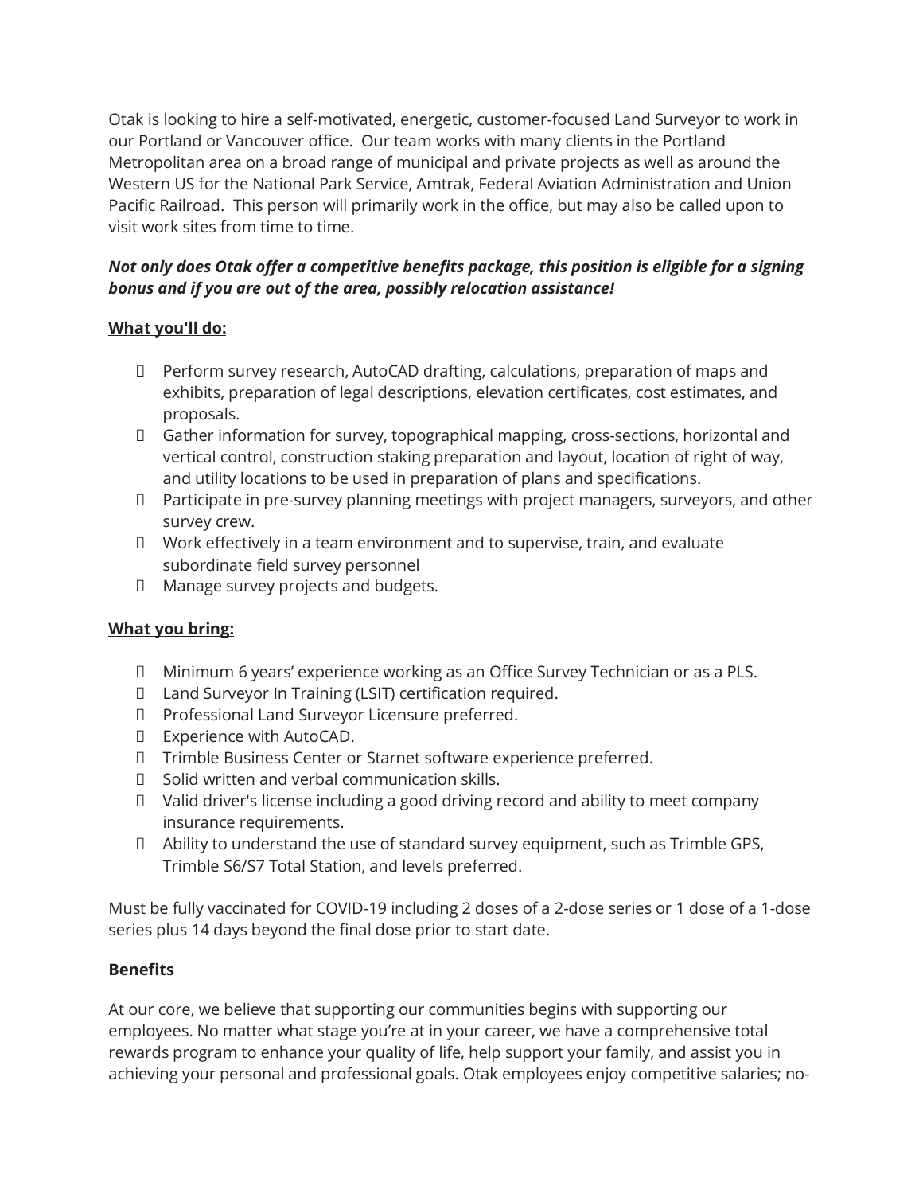Otak is looking to hire a self-motivated, energetic, customer-focused Land Surveyor to work in our Portland or Vancouver office. Our team works with many clients in the Portland Metropolitan area on a broad range of municipal and private projects as well as around the Western US for the National Park Service, Amtrak, Federal Aviation Administration and Union Pacific Railroad. This person will primarily work in the office, but may also be called upon to visit work sites from time to time.

***Not only does Otak offer a competitive benefits package, this position is eligible for a signing bonus and if you are out of the area, possibly relocation assistance!***

**What you'll do:**

- Perform survey research, AutoCAD drafting, calculations, preparation of maps and exhibits, preparation of legal descriptions, elevation certificates, cost estimates, and proposals.
- Gather information for survey, topographical mapping, cross-sections, horizontal and vertical control, construction staking preparation and layout, location of right of way, and utility locations to be used in preparation of plans and specifications.
- Participate in pre-survey planning meetings with project managers, surveyors, and other survey crew.
- Work effectively in a team environment and to supervise, train, and evaluate subordinate field survey personnel
- Manage survey projects and budgets.

**What you bring:**

- Minimum 6 years' experience working as an Office Survey Technician or as a PLS.
- Land Surveyor In Training (LSIT) certification required.
- Professional Land Surveyor Licensure preferred.
- Experience with AutoCAD.
- Trimble Business Center or Starnet software experience preferred.
- Solid written and verbal communication skills.
- Valid driver's license including a good driving record and ability to meet company insurance requirements.
- Ability to understand the use of standard survey equipment, such as Trimble GPS, Trimble S6/S7 Total Station, and levels preferred.

Must be fully vaccinated for COVID-19 including 2 doses of a 2-dose series or 1 dose of a 1-dose series plus 14 days beyond the final dose prior to start date.

**Benefits**

At our core, we believe that supporting our communities begins with supporting our employees. No matter what stage you're at in your career, we have a comprehensive total rewards program to enhance your quality of life, help support your family, and assist you in achieving your personal and professional goals. Otak employees enjoy competitive salaries; no-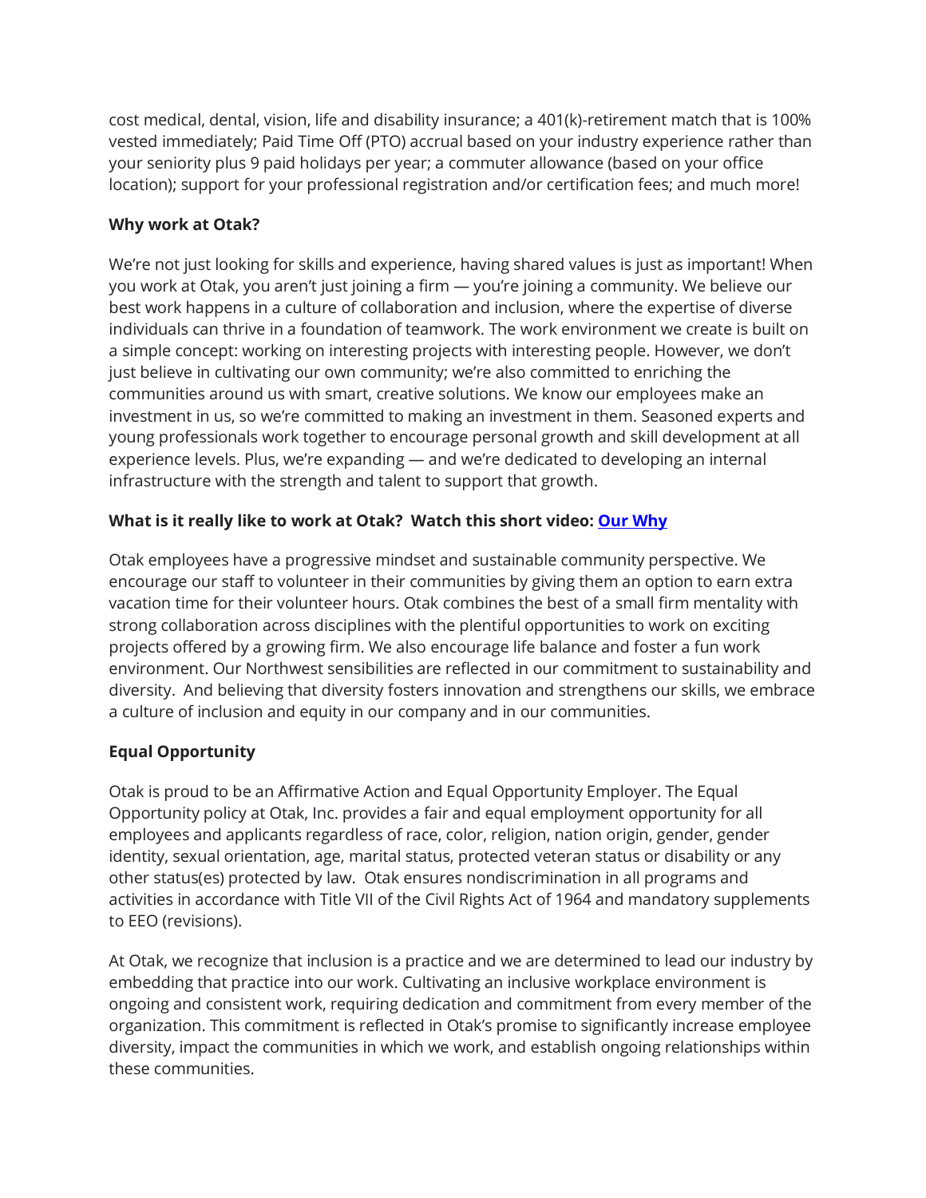cost medical, dental, vision, life and disability insurance; a 401(k)-retirement match that is 100% vested immediately; Paid Time Off (PTO) accrual based on your industry experience rather than your seniority plus 9 paid holidays per year; a commuter allowance (based on your office location); support for your professional registration and/or certification fees; and much more!

**Why work at Otak?**

We're not just looking for skills and experience, having shared values is just as important! When you work at Otak, you aren't just joining a firm — you're joining a community. We believe our best work happens in a culture of collaboration and inclusion, where the expertise of diverse individuals can thrive in a foundation of teamwork. The work environment we create is built on a simple concept: working on interesting projects with interesting people. However, we don't just believe in cultivating our own community; we're also committed to enriching the communities around us with smart, creative solutions. We know our employees make an investment in us, so we're committed to making an investment in them. Seasoned experts and young professionals work together to encourage personal growth and skill development at all experience levels. Plus, we're expanding — and we're dedicated to developing an internal infrastructure with the strength and talent to support that growth.

**What is it really like to work at Otak? Watch this short video: Our Why**

Otak employees have a progressive mindset and sustainable community perspective. We encourage our staff to volunteer in their communities by giving them an option to earn extra vacation time for their volunteer hours. Otak combines the best of a small firm mentality with strong collaboration across disciplines with the plentiful opportunities to work on exciting projects offered by a growing firm. We also encourage life balance and foster a fun work environment. Our Northwest sensibilities are reflected in our commitment to sustainability and diversity. And believing that diversity fosters innovation and strengthens our skills, we embrace a culture of inclusion and equity in our company and in our communities.

**Equal Opportunity**

Otak is proud to be an Affirmative Action and Equal Opportunity Employer. The Equal Opportunity policy at Otak, Inc. provides a fair and equal employment opportunity for all employees and applicants regardless of race, color, religion, nation origin, gender, gender identity, sexual orientation, age, marital status, protected veteran status or disability or any other status(es) protected by law. Otak ensures nondiscrimination in all programs and activities in accordance with Title VII of the Civil Rights Act of 1964 and mandatory supplements to EEO (revisions).

At Otak, we recognize that inclusion is a practice and we are determined to lead our industry by embedding that practice into our work. Cultivating an inclusive workplace environment is ongoing and consistent work, requiring dedication and commitment from every member of the organization. This commitment is reflected in Otak's promise to significantly increase employee diversity, impact the communities in which we work, and establish ongoing relationships within these communities.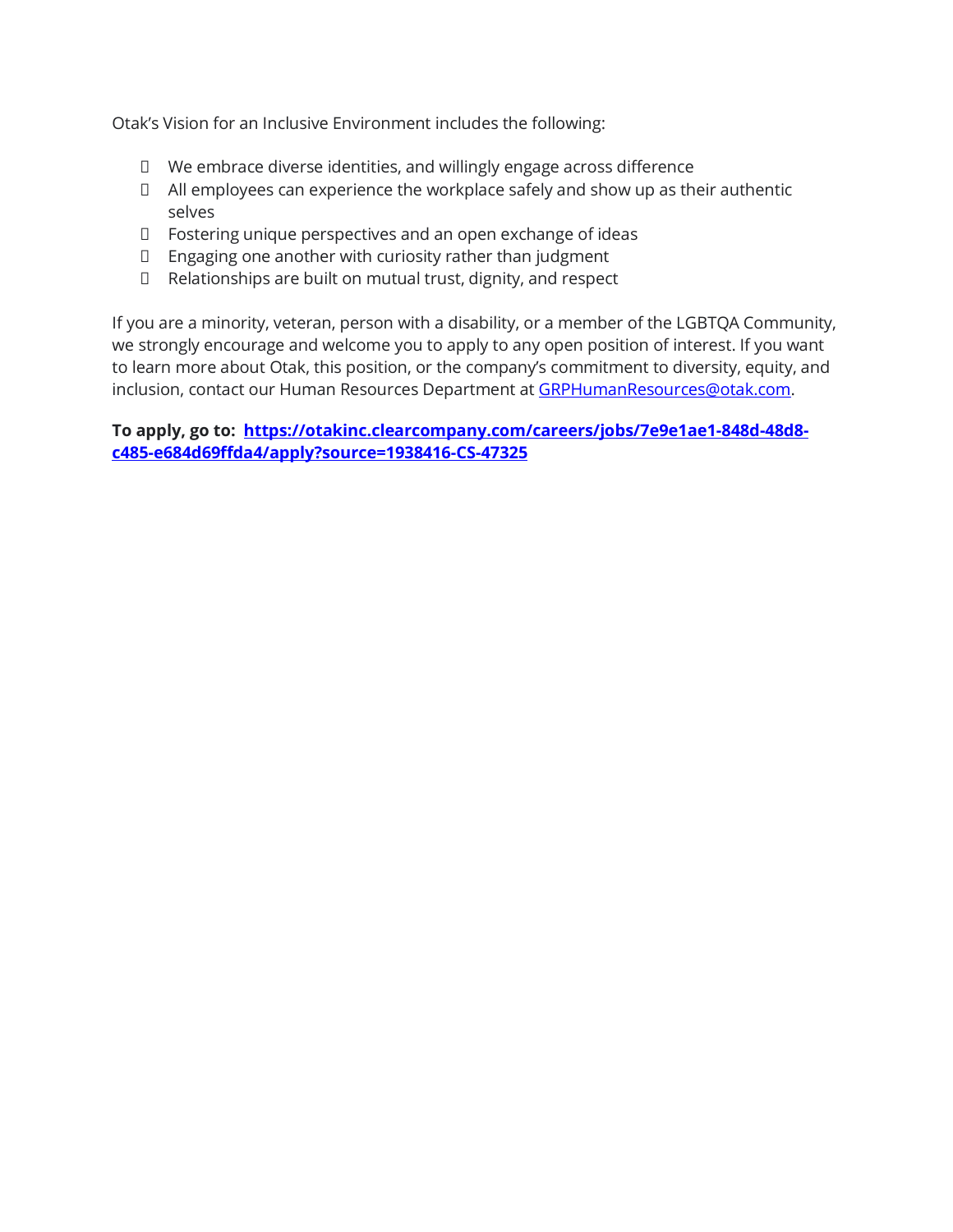Otak's Vision for an Inclusive Environment includes the following:

- We embrace diverse identities, and willingly engage across difference
- All employees can experience the workplace safely and show up as their authentic selves
- Fostering unique perspectives and an open exchange of ideas
- Engaging one another with curiosity rather than judgment
- Relationships are built on mutual trust, dignity, and respect

If you are a minority, veteran, person with a disability, or a member of the LGBTQA Community, we strongly encourage and welcome you to apply to any open position of interest. If you want to learn more about Otak, this position, or the company's commitment to diversity, equity, and inclusion, contact our Human Resources Department at [GRPHumanResources@otak.com](mailto:GRPHumanResources@otak.com).

**To apply, go to: [https://otakinc.clearcompany.com/careers/jobs/7e9e1ae1-848d-48d8-c485-e684d69ffda4/apply?source=1938416-CS-47325](https://otakinc.clearcompany.com/careers/jobs/7e9e1ae1-848d-48d8-c485-e684d69ffda4/apply?source=1938416-CS-47325)**